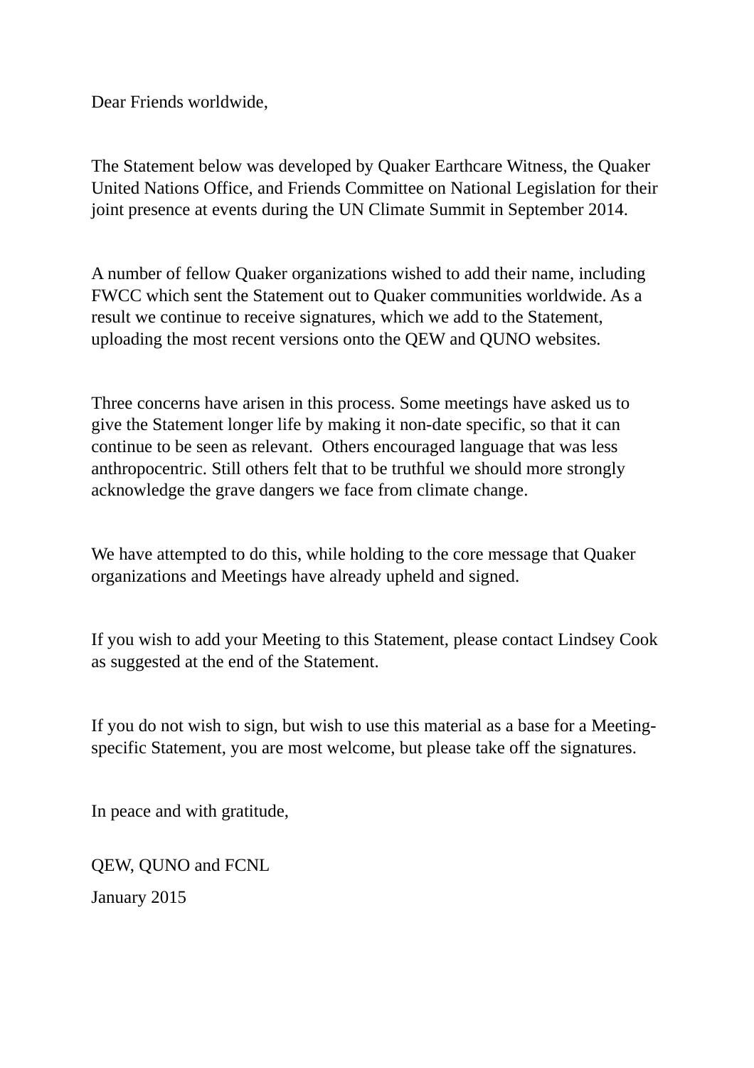Dear Friends worldwide,

The Statement below was developed by Quaker Earthcare Witness, the Quaker United Nations Office, and Friends Committee on National Legislation for their joint presence at events during the UN Climate Summit in September 2014.

A number of fellow Quaker organizations wished to add their name, including FWCC which sent the Statement out to Quaker communities worldwide. As a result we continue to receive signatures, which we add to the Statement, uploading the most recent versions onto the QEW and QUNO websites.

Three concerns have arisen in this process. Some meetings have asked us to give the Statement longer life by making it non-date specific, so that it can continue to be seen as relevant. Others encouraged language that was less anthropocentric. Still others felt that to be truthful we should more strongly acknowledge the grave dangers we face from climate change.

We have attempted to do this, while holding to the core message that Quaker organizations and Meetings have already upheld and signed.

If you wish to add your Meeting to this Statement, please contact Lindsey Cook as suggested at the end of the Statement.

If you do not wish to sign, but wish to use this material as a base for a Meeting-specific Statement, you are most welcome, but please take off the signatures.

In peace and with gratitude,

QEW, QUNO and FCNL

January 2015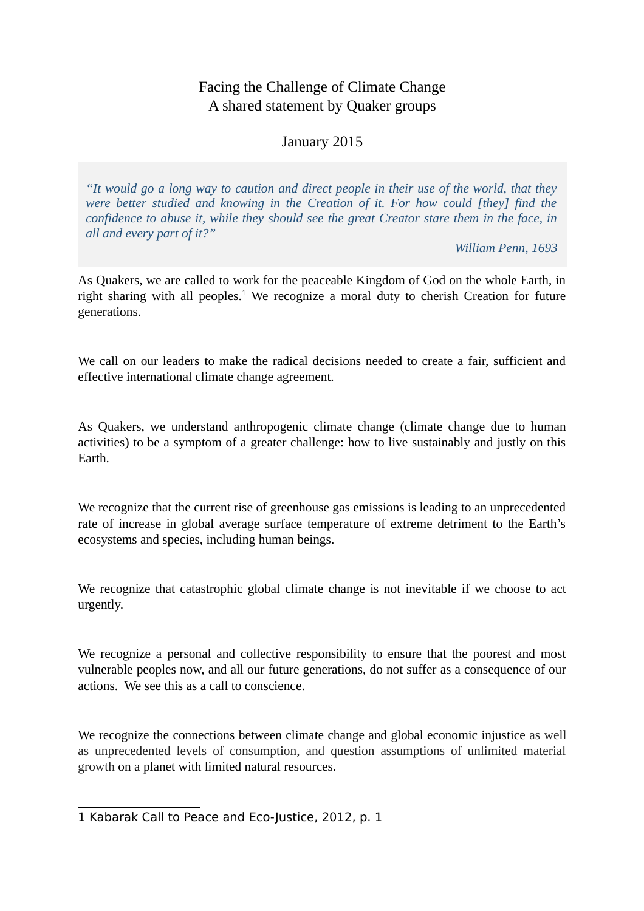Facing the Challenge of Climate Change
A shared statement by Quaker groups

January 2015

> *"It would go a long way to caution and direct people in their use of the world, that they were better studied and knowing in the Creation of it. For how could [they] find the confidence to abuse it, while they should see the great Creator stare them in the face, in all and every part of it?"*
>
> *William Penn, 1693*

As Quakers, we are called to work for the peaceable Kingdom of God on the whole Earth, in right sharing with all peoples.[1] We recognize a moral duty to cherish Creation for future generations.

We call on our leaders to make the radical decisions needed to create a fair, sufficient and effective international climate change agreement.

As Quakers, we understand anthropogenic climate change (climate change due to human activities) to be a symptom of a greater challenge: how to live sustainably and justly on this Earth.

We recognize that the current rise of greenhouse gas emissions is leading to an unprecedented rate of increase in global average surface temperature of extreme detriment to the Earth's ecosystems and species, including human beings.

We recognize that catastrophic global climate change is not inevitable if we choose to act urgently.

We recognize a personal and collective responsibility to ensure that the poorest and most vulnerable peoples now, and all our future generations, do not suffer as a consequence of our actions. We see this as a call to conscience.

We recognize the connections between climate change and global economic injustice as well as unprecedented levels of consumption, and question assumptions of unlimited material growth on a planet with limited natural resources.

---

1 Kabarak Call to Peace and Eco-Justice, 2012, p. 1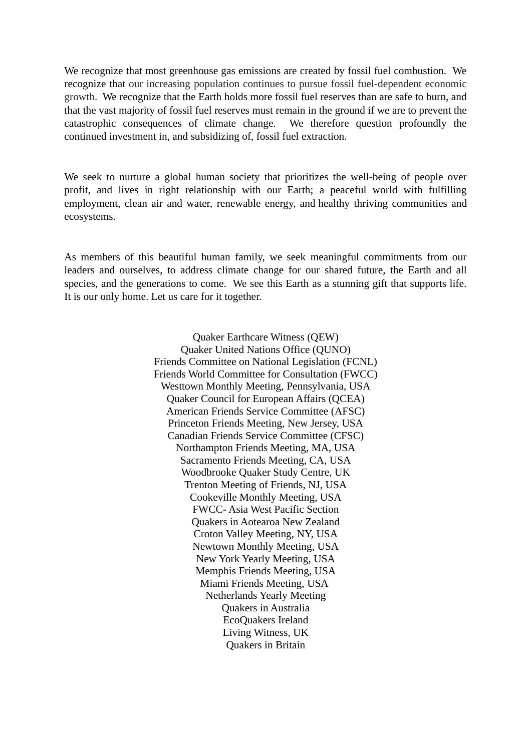We recognize that most greenhouse gas emissions are created by fossil fuel combustion. We recognize that our increasing population continues to pursue fossil fuel-dependent economic growth. We recognize that the Earth holds more fossil fuel reserves than are safe to burn, and that the vast majority of fossil fuel reserves must remain in the ground if we are to prevent the catastrophic consequences of climate change. We therefore question profoundly the continued investment in, and subsidizing of, fossil fuel extraction.

We seek to nurture a global human society that prioritizes the well-being of people over profit, and lives in right relationship with our Earth; a peaceful world with fulfilling employment, clean air and water, renewable energy, and healthy thriving communities and ecosystems.

As members of this beautiful human family, we seek meaningful commitments from our leaders and ourselves, to address climate change for our shared future, the Earth and all species, and the generations to come. We see this Earth as a stunning gift that supports life. It is our only home. Let us care for it together.

Quaker Earthcare Witness (QEW)
Quaker United Nations Office (QUNO)
Friends Committee on National Legislation (FCNL)
Friends World Committee for Consultation (FWCC)
Westtown Monthly Meeting, Pennsylvania, USA
Quaker Council for European Affairs (QCEA)
American Friends Service Committee (AFSC)
Princeton Friends Meeting, New Jersey, USA
Canadian Friends Service Committee (CFSC)
Northampton Friends Meeting, MA, USA
Sacramento Friends Meeting, CA, USA
Woodbrooke Quaker Study Centre, UK
Trenton Meeting of Friends, NJ, USA
Cookeville Monthly Meeting, USA
FWCC- Asia West Pacific Section
Quakers in Aotearoa New Zealand
Croton Valley Meeting, NY, USA
Newtown Monthly Meeting, USA
New York Yearly Meeting, USA
Memphis Friends Meeting, USA
Miami Friends Meeting, USA
Netherlands Yearly Meeting
Quakers in Australia
EcoQuakers Ireland
Living Witness, UK
Quakers in Britain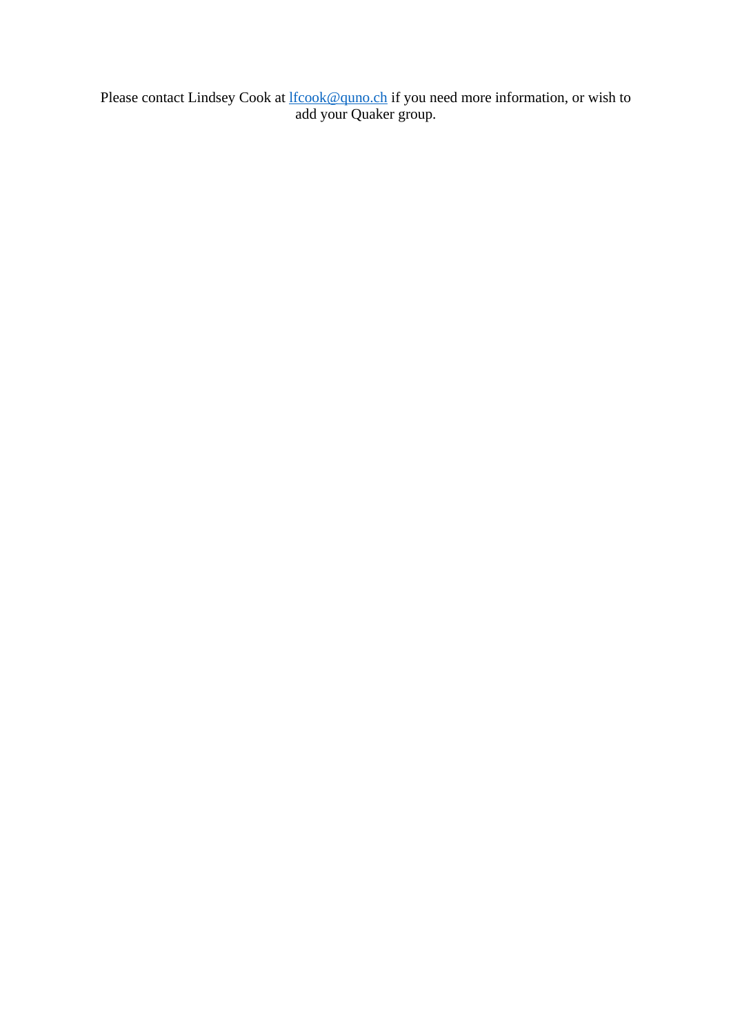Please contact Lindsey Cook at [lfcook@quno.ch](mailto:lfcook@quno.ch) if you need more information, or wish to add your Quaker group.